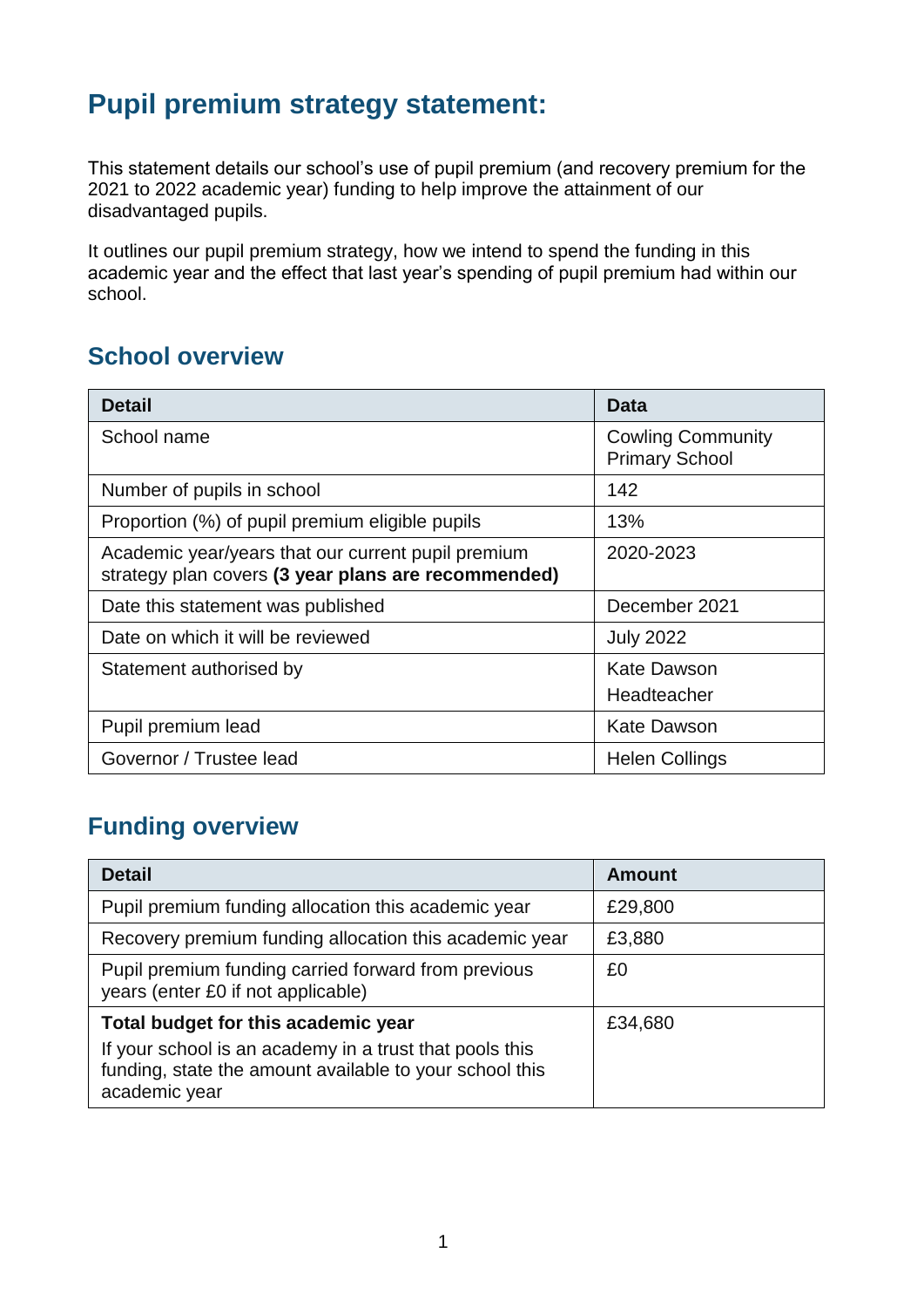# Pupil premium strategy statement:

This statement details our school's use of pupil premium (and recovery premium for the 2021 to 2022 academic year) funding to help improve the attainment of our disadvantaged pupils.

It outlines our pupil premium strategy, how we intend to spend the funding in this academic year and the effect that last year's spending of pupil premium had within our school.

## School overview

| Detail | Data |
|---|---|
| School name | Cowling Community Primary School |
| Number of pupils in school | 142 |
| Proportion (%) of pupil premium eligible pupils | 13% |
| Academic year/years that our current pupil premium strategy plan covers **(3 year plans are recommended)** | 2020-2023 |
| Date this statement was published | December 2021 |
| Date on which it will be reviewed | July 2022 |
| Statement authorised by | Kate Dawson Headteacher |
| Pupil premium lead | Kate Dawson |
| Governor / Trustee lead | Helen Collings |

## Funding overview

| Detail | Amount |
|---|---|
| Pupil premium funding allocation this academic year | £29,800 |
| Recovery premium funding allocation this academic year | £3,880 |
| Pupil premium funding carried forward from previous years (enter £0 if not applicable) | £0 |
| **Total budget for this academic year** If your school is an academy in a trust that pools this funding, state the amount available to your school this academic year | £34,680 |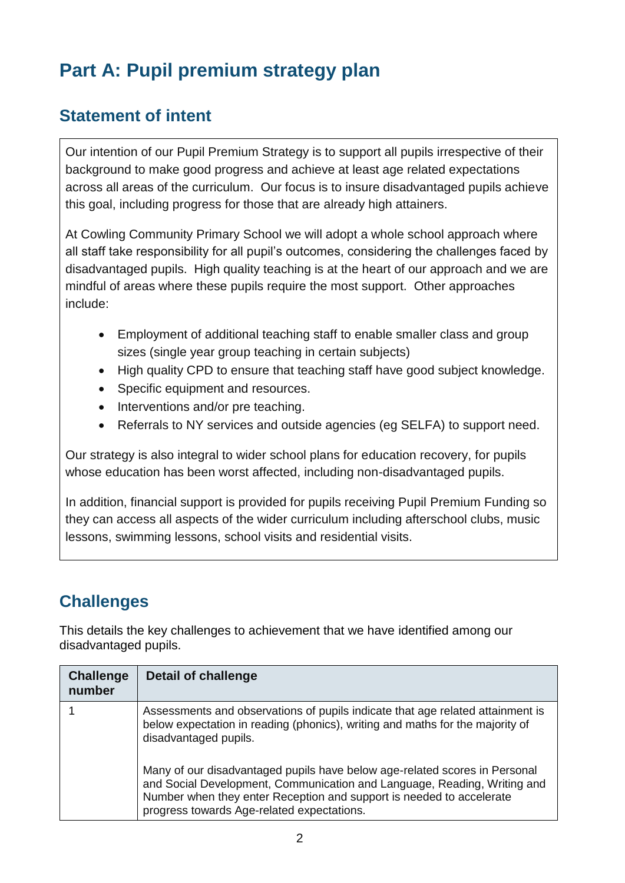# Part A: Pupil premium strategy plan

## Statement of intent

Our intention of our Pupil Premium Strategy is to support all pupils irrespective of their background to make good progress and achieve at least age related expectations across all areas of the curriculum. Our focus is to insure disadvantaged pupils achieve this goal, including progress for those that are already high attainers.

At Cowling Community Primary School we will adopt a whole school approach where all staff take responsibility for all pupil's outcomes, considering the challenges faced by disadvantaged pupils. High quality teaching is at the heart of our approach and we are mindful of areas where these pupils require the most support. Other approaches include:

- Employment of additional teaching staff to enable smaller class and group sizes (single year group teaching in certain subjects)
- High quality CPD to ensure that teaching staff have good subject knowledge.
- Specific equipment and resources.
- Interventions and/or pre teaching.
- Referrals to NY services and outside agencies (eg SELFA) to support need.

Our strategy is also integral to wider school plans for education recovery, for pupils whose education has been worst affected, including non-disadvantaged pupils.

In addition, financial support is provided for pupils receiving Pupil Premium Funding so they can access all aspects of the wider curriculum including afterschool clubs, music lessons, swimming lessons, school visits and residential visits.

## Challenges

This details the key challenges to achievement that we have identified among our disadvantaged pupils.

| Challenge number | Detail of challenge |
|---|---|
| 1 | Assessments and observations of pupils indicate that age related attainment is below expectation in reading (phonics), writing and maths for the majority of disadvantaged pupils.<br><br>Many of our disadvantaged pupils have below age-related scores in Personal and Social Development, Communication and Language, Reading, Writing and Number when they enter Reception and support is needed to accelerate progress towards Age-related expectations. |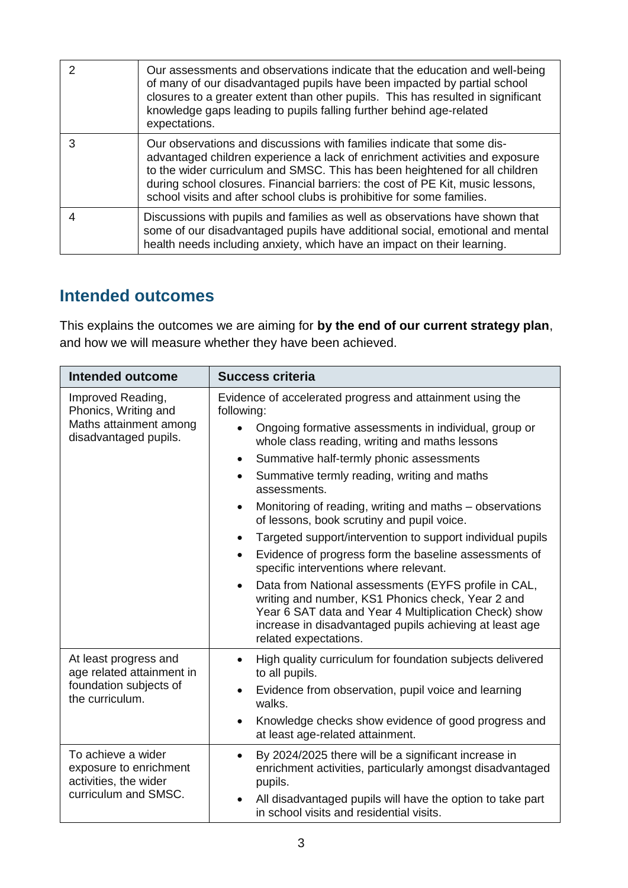| | |
|---|---|
| 2 | Our assessments and observations indicate that the education and well-being of many of our disadvantaged pupils have been impacted by partial school closures to a greater extent than other pupils. This has resulted in significant knowledge gaps leading to pupils falling further behind age-related expectations. |
| 3 | Our observations and discussions with families indicate that some dis-advantaged children experience a lack of enrichment activities and exposure to the wider curriculum and SMSC. This has been heightened for all children during school closures. Financial barriers: the cost of PE Kit, music lessons, school visits and after school clubs is prohibitive for some families. |
| 4 | Discussions with pupils and families as well as observations have shown that some of our disadvantaged pupils have additional social, emotional and mental health needs including anxiety, which have an impact on their learning. |

## Intended outcomes

This explains the outcomes we are aiming for **by the end of our current strategy plan**, and how we will measure whether they have been achieved.

| Intended outcome | Success criteria |
|---|---|
| Improved Reading, Phonics, Writing and Maths attainment among disadvantaged pupils. | Evidence of accelerated progress and attainment using the following:<br>• Ongoing formative assessments in individual, group or whole class reading, writing and maths lessons<br>• Summative half-termly phonic assessments<br>• Summative termly reading, writing and maths assessments.<br>• Monitoring of reading, writing and maths – observations of lessons, book scrutiny and pupil voice.<br>• Targeted support/intervention to support individual pupils<br>• Evidence of progress form the baseline assessments of specific interventions where relevant.<br>• Data from National assessments (EYFS profile in CAL, writing and number, KS1 Phonics check, Year 2 and Year 6 SAT data and Year 4 Multiplication Check) show increase in disadvantaged pupils achieving at least age related expectations. |
| At least progress and age related attainment in foundation subjects of the curriculum. | • High quality curriculum for foundation subjects delivered to all pupils.<br>• Evidence from observation, pupil voice and learning walks.<br>• Knowledge checks show evidence of good progress and at least age-related attainment. |
| To achieve a wider exposure to enrichment activities, the wider curriculum and SMSC. | • By 2024/2025 there will be a significant increase in enrichment activities, particularly amongst disadvantaged pupils.<br>• All disadvantaged pupils will have the option to take part in school visits and residential visits. |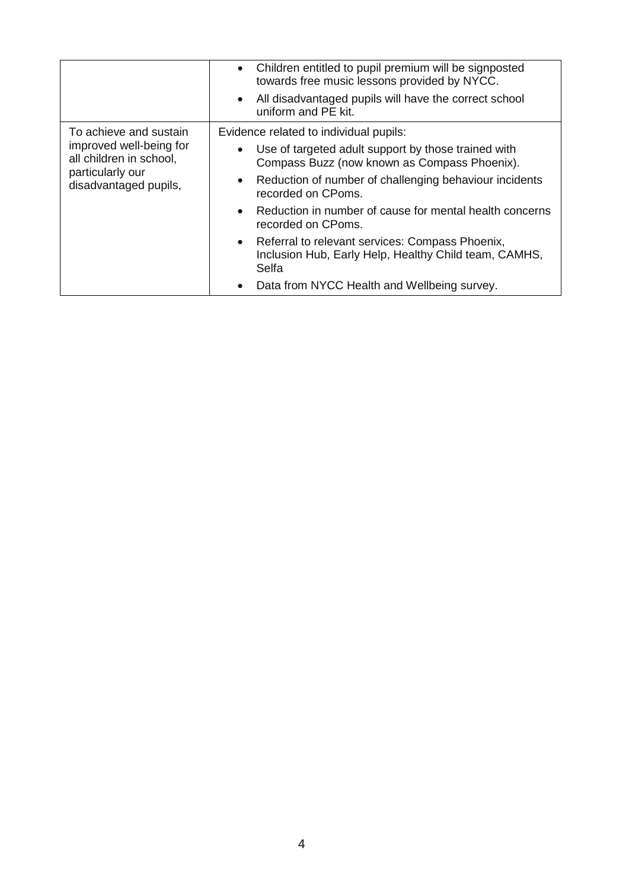| | |
|---|---|
| | • Children entitled to pupil premium will be signposted towards free music lessons provided by NYCC.<br>• All disadvantaged pupils will have the correct school uniform and PE kit. |
| To achieve and sustain improved well-being for all children in school, particularly our disadvantaged pupils, | Evidence related to individual pupils:<br>• Use of targeted adult support by those trained with Compass Buzz (now known as Compass Phoenix).<br>• Reduction of number of challenging behaviour incidents recorded on CPoms.<br>• Reduction in number of cause for mental health concerns recorded on CPoms.<br>• Referral to relevant services: Compass Phoenix, Inclusion Hub, Early Help, Healthy Child team, CAMHS, Selfa<br>• Data from NYCC Health and Wellbeing survey. |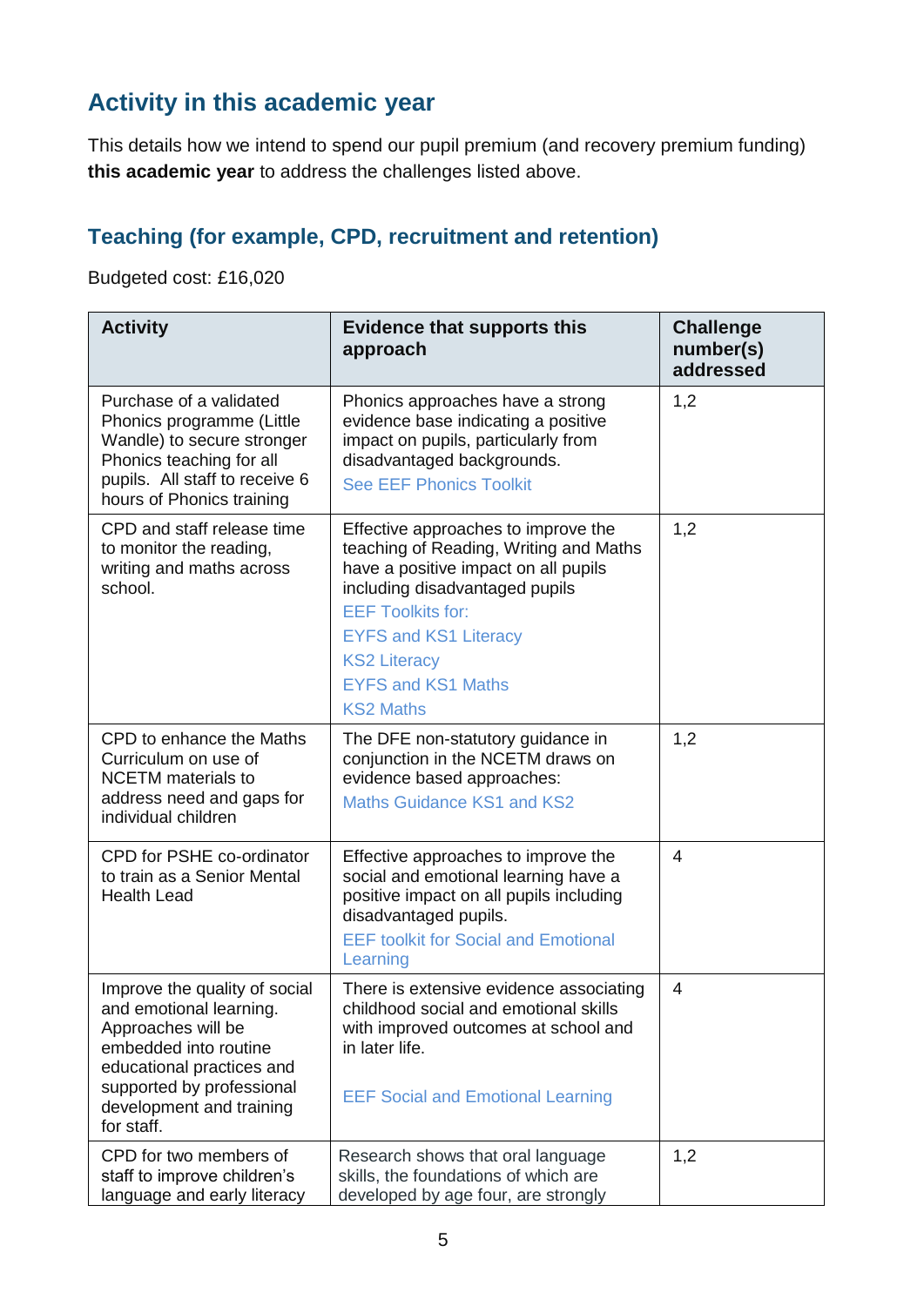## Activity in this academic year

This details how we intend to spend our pupil premium (and recovery premium funding) **this academic year** to address the challenges listed above.

### Teaching (for example, CPD, recruitment and retention)

Budgeted cost: £16,020

| Activity | Evidence that supports this approach | Challenge number(s) addressed |
|---|---|---|
| Purchase of a validated Phonics programme (Little Wandle) to secure stronger Phonics teaching for all pupils. All staff to receive 6 hours of Phonics training | Phonics approaches have a strong evidence base indicating a positive impact on pupils, particularly from disadvantaged backgrounds.<br>See EEF Phonics Toolkit | 1,2 |
| CPD and staff release time to monitor the reading, writing and maths across school. | Effective approaches to improve the teaching of Reading, Writing and Maths have a positive impact on all pupils including disadvantaged pupils<br>EEF Toolkits for:<br>EYFS and KS1 Literacy<br>KS2 Literacy<br>EYFS and KS1 Maths<br>KS2 Maths | 1,2 |
| CPD to enhance the Maths Curriculum on use of NCETM materials to address need and gaps for individual children | The DFE non-statutory guidance in conjunction in the NCETM draws on evidence based approaches:<br>Maths Guidance KS1 and KS2 | 1,2 |
| CPD for PSHE co-ordinator to train as a Senior Mental Health Lead | Effective approaches to improve the social and emotional learning have a positive impact on all pupils including disadvantaged pupils.<br>EEF toolkit for Social and Emotional Learning | 4 |
| Improve the quality of social and emotional learning. Approaches will be embedded into routine educational practices and supported by professional development and training for staff. | There is extensive evidence associating childhood social and emotional skills with improved outcomes at school and in later life.<br><br>EEF Social and Emotional Learning | 4 |
| CPD for two members of staff to improve children's language and early literacy | Research shows that oral language skills, the foundations of which are developed by age four, are strongly | 1,2 |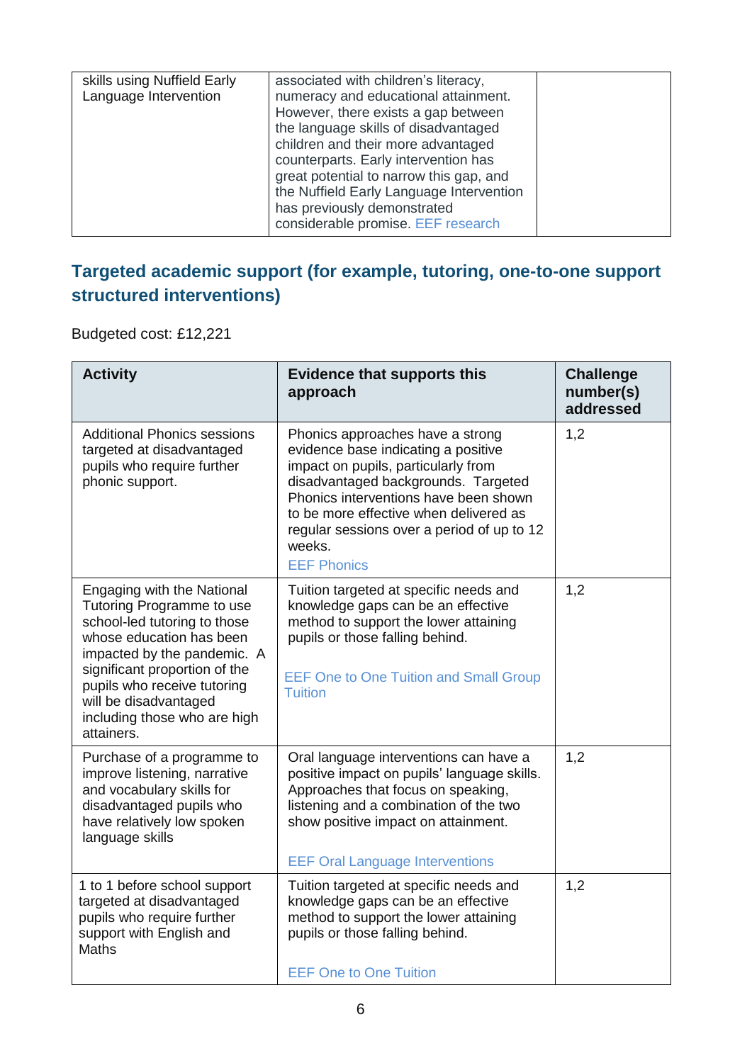| | | |
|---|---|---|
| skills using Nuffield Early Language Intervention | associated with children's literacy, numeracy and educational attainment. However, there exists a gap between the language skills of disadvantaged children and their more advantaged counterparts. Early intervention has great potential to narrow this gap, and the Nuffield Early Language Intervention has previously demonstrated considerable promise. EEF research | |

## Targeted academic support (for example, tutoring, one-to-one support structured interventions)

Budgeted cost: £12,221

| Activity | Evidence that supports this approach | Challenge number(s) addressed |
|---|---|---|
| Additional Phonics sessions targeted at disadvantaged pupils who require further phonic support. | Phonics approaches have a strong evidence base indicating a positive impact on pupils, particularly from disadvantaged backgrounds. Targeted Phonics interventions have been shown to be more effective when delivered as regular sessions over a period of up to 12 weeks. EEF Phonics | 1,2 |
| Engaging with the National Tutoring Programme to use school-led tutoring to those whose education has been impacted by the pandemic. A significant proportion of the pupils who receive tutoring will be disadvantaged including those who are high attainers. | Tuition targeted at specific needs and knowledge gaps can be an effective method to support the lower attaining pupils or those falling behind. EEF One to One Tuition and Small Group Tuition | 1,2 |
| Purchase of a programme to improve listening, narrative and vocabulary skills for disadvantaged pupils who have relatively low spoken language skills | Oral language interventions can have a positive impact on pupils' language skills. Approaches that focus on speaking, listening and a combination of the two show positive impact on attainment. EEF Oral Language Interventions | 1,2 |
| 1 to 1 before school support targeted at disadvantaged pupils who require further support with English and Maths | Tuition targeted at specific needs and knowledge gaps can be an effective method to support the lower attaining pupils or those falling behind. EEF One to One Tuition | 1,2 |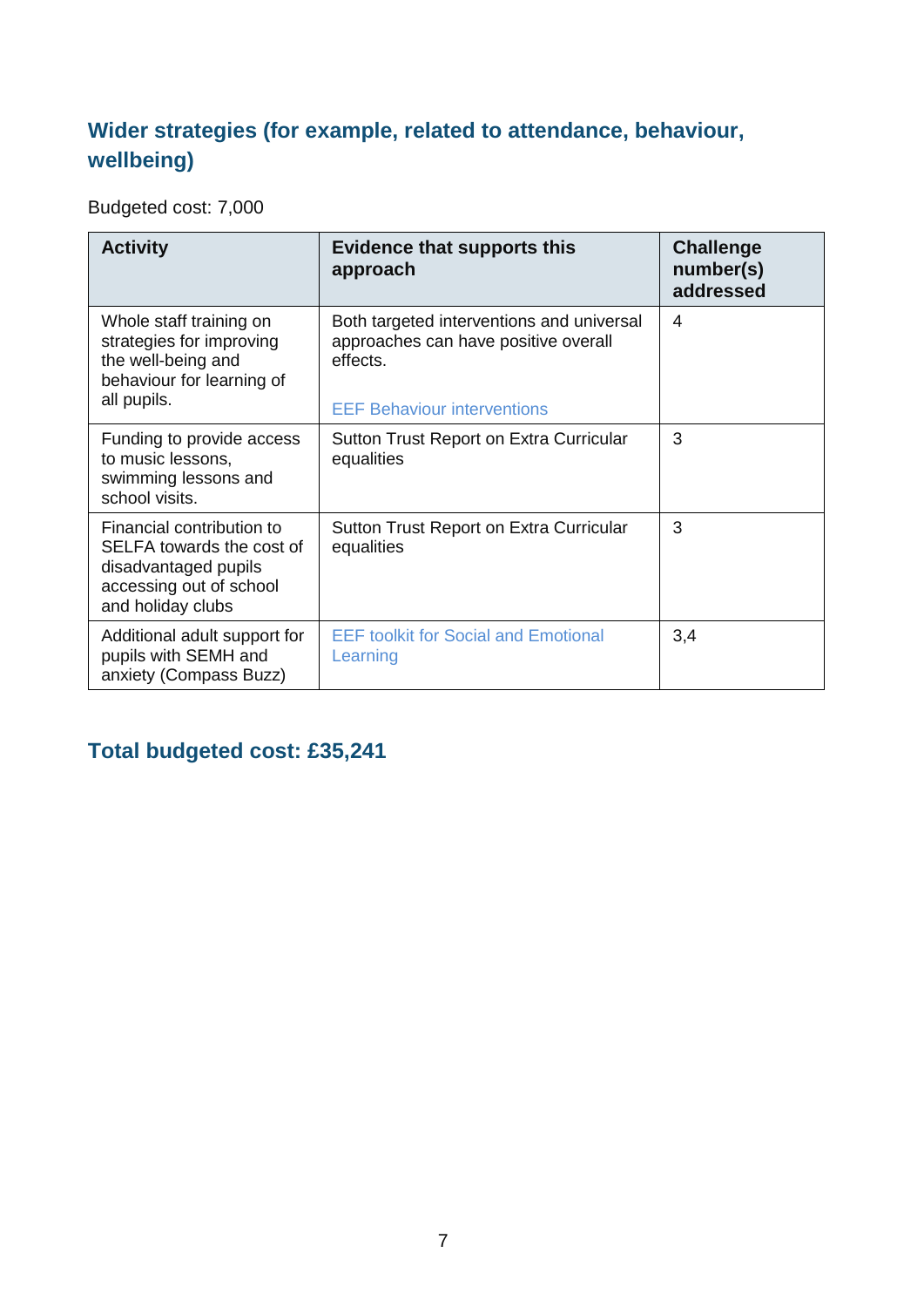## Wider strategies (for example, related to attendance, behaviour, wellbeing)

Budgeted cost: 7,000

| Activity | Evidence that supports this approach | Challenge number(s) addressed |
| --- | --- | --- |
| Whole staff training on strategies for improving the well-being and behaviour for learning of all pupils. | Both targeted interventions and universal approaches can have positive overall effects.<br><br>EEF Behaviour interventions | 4 |
| Funding to provide access to music lessons, swimming lessons and school visits. | Sutton Trust Report on Extra Curricular equalities | 3 |
| Financial contribution to SELFA towards the cost of disadvantaged pupils accessing out of school and holiday clubs | Sutton Trust Report on Extra Curricular equalities | 3 |
| Additional adult support for pupils with SEMH and anxiety (Compass Buzz) | EEF toolkit for Social and Emotional Learning | 3,4 |

## Total budgeted cost: £35,241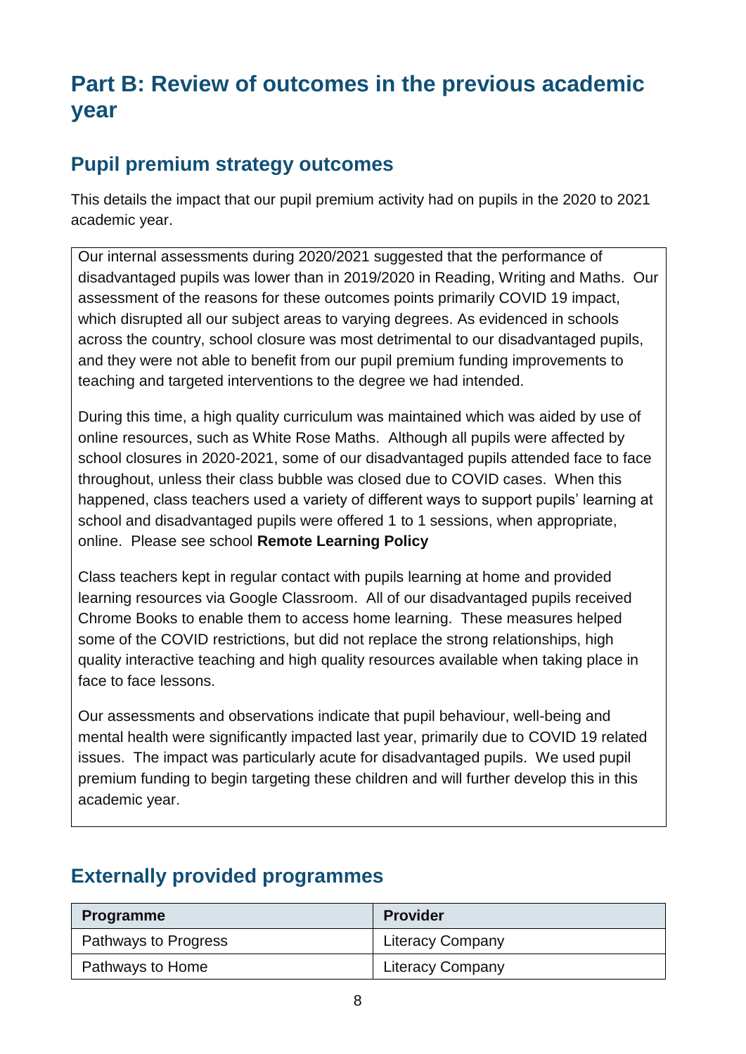# Part B: Review of outcomes in the previous academic year

## Pupil premium strategy outcomes

This details the impact that our pupil premium activity had on pupils in the 2020 to 2021 academic year.

Our internal assessments during 2020/2021 suggested that the performance of disadvantaged pupils was lower than in 2019/2020 in Reading, Writing and Maths. Our assessment of the reasons for these outcomes points primarily COVID 19 impact, which disrupted all our subject areas to varying degrees. As evidenced in schools across the country, school closure was most detrimental to our disadvantaged pupils, and they were not able to benefit from our pupil premium funding improvements to teaching and targeted interventions to the degree we had intended.

During this time, a high quality curriculum was maintained which was aided by use of online resources, such as White Rose Maths. Although all pupils were affected by school closures in 2020-2021, some of our disadvantaged pupils attended face to face throughout, unless their class bubble was closed due to COVID cases. When this happened, class teachers used a variety of different ways to support pupils' learning at school and disadvantaged pupils were offered 1 to 1 sessions, when appropriate, online. Please see school **Remote Learning Policy**

Class teachers kept in regular contact with pupils learning at home and provided learning resources via Google Classroom. All of our disadvantaged pupils received Chrome Books to enable them to access home learning. These measures helped some of the COVID restrictions, but did not replace the strong relationships, high quality interactive teaching and high quality resources available when taking place in face to face lessons.

Our assessments and observations indicate that pupil behaviour, well-being and mental health were significantly impacted last year, primarily due to COVID 19 related issues. The impact was particularly acute for disadvantaged pupils. We used pupil premium funding to begin targeting these children and will further develop this in this academic year.

## Externally provided programmes

| Programme | Provider |
|---|---|
| Pathways to Progress | Literacy Company |
| Pathways to Home | Literacy Company |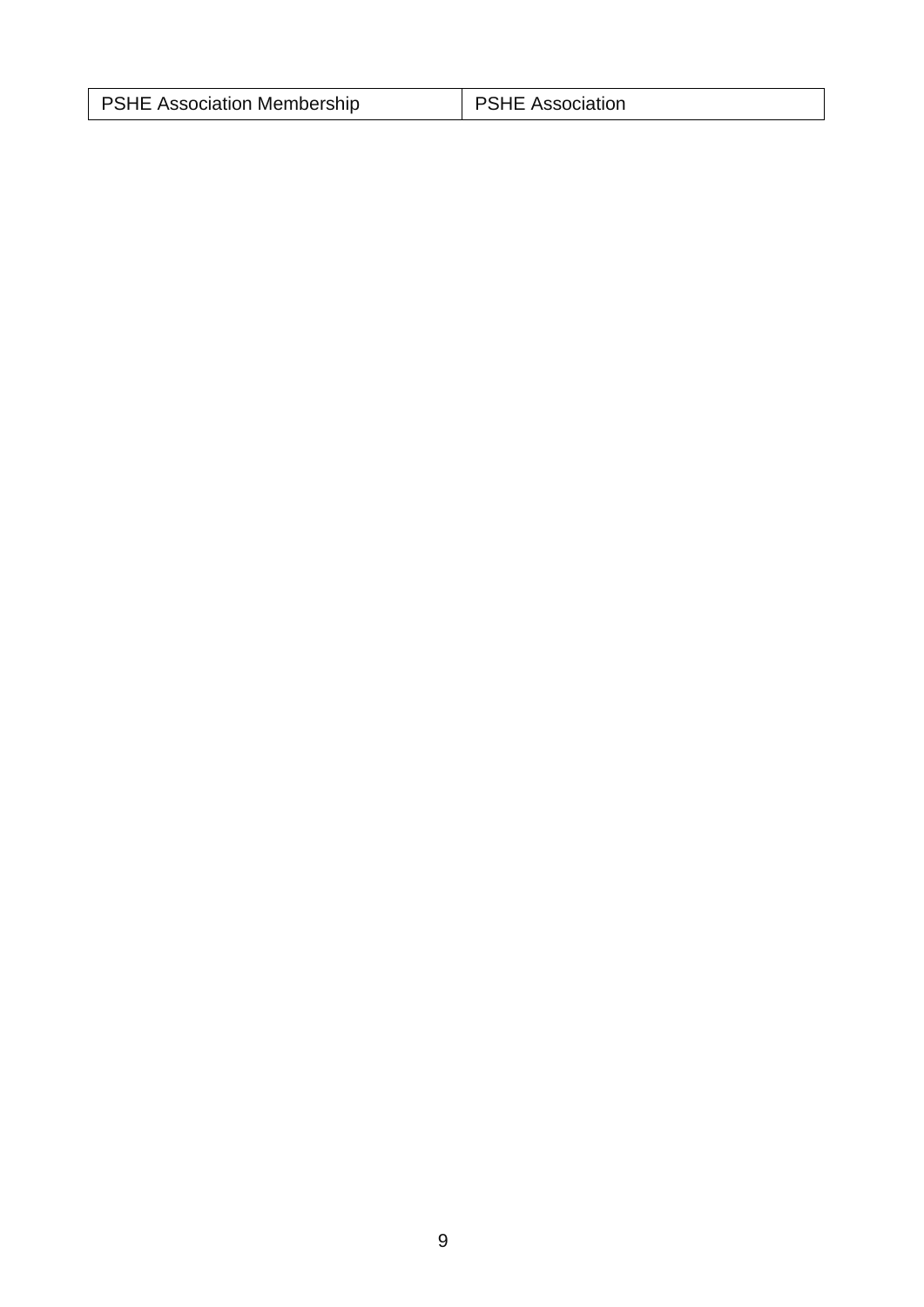| | |
|---|---|
| PSHE Association Membership | PSHE Association |